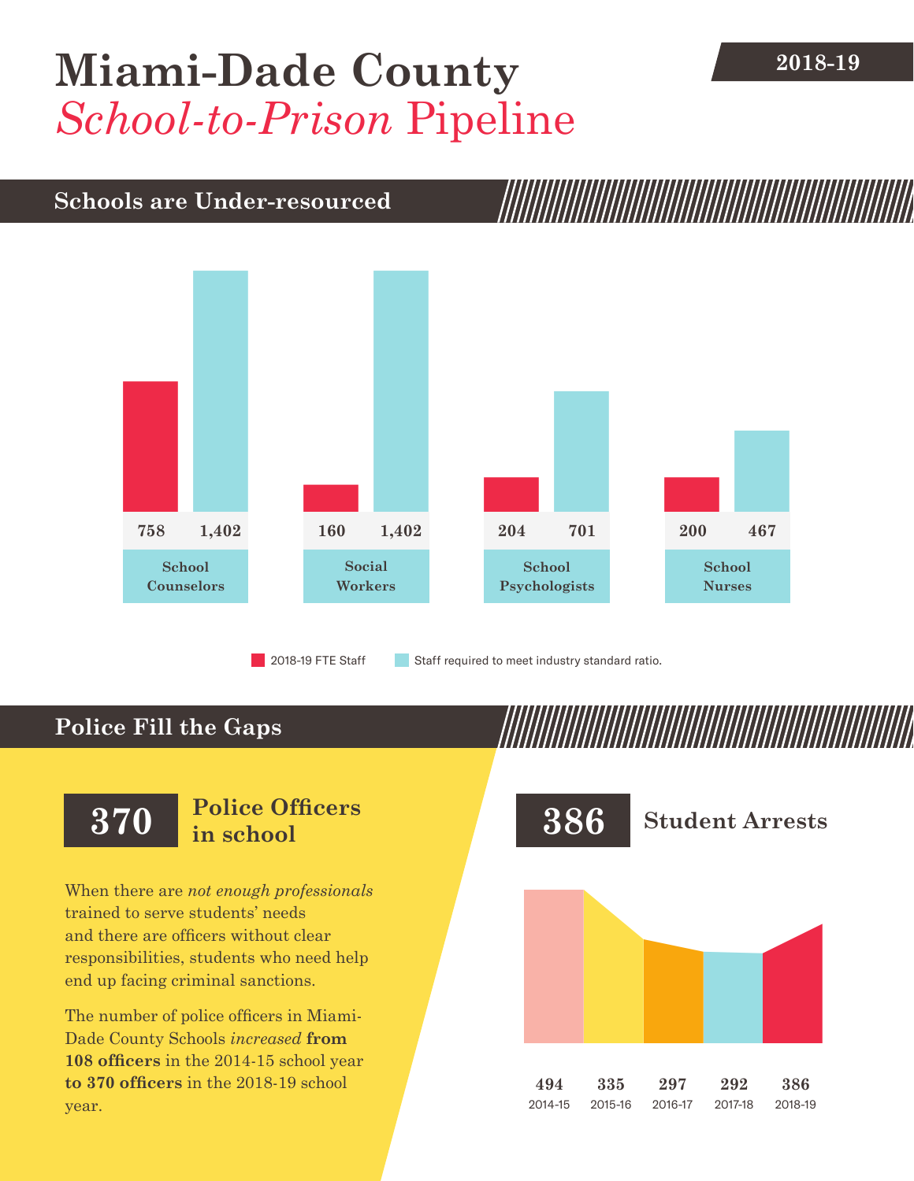# Miami-Dade County

# *School-to-Prison* Pipeline

2018-19

## Schools are Under-resourced

| | 2018-19 FTE Staff | Staff required to meet industry standard ratio. |
|---|---|---|
| School Counselors | 758 | 1,402 |
| Social Workers | 160 | 1,402 |
| School Psychologists | 204 | 701 |
| School Nurses | 200 | 467 |

## Police Fill the Gaps

**370** Police Officers in school

When there are *not enough professionals* trained to serve students' needs and there are officers without clear responsibilities, students who need help end up facing criminal sanctions.

The number of police officers in Miami-Dade County Schools *increased* **from 108 officers** in the 2014-15 school year **to 370 officers** in the 2018-19 school year.

**386** Student Arrests

| 2014-15 | 2015-16 | 2016-17 | 2017-18 | 2018-19 |
|---|---|---|---|---|
| 494 | 335 | 297 | 292 | 386 |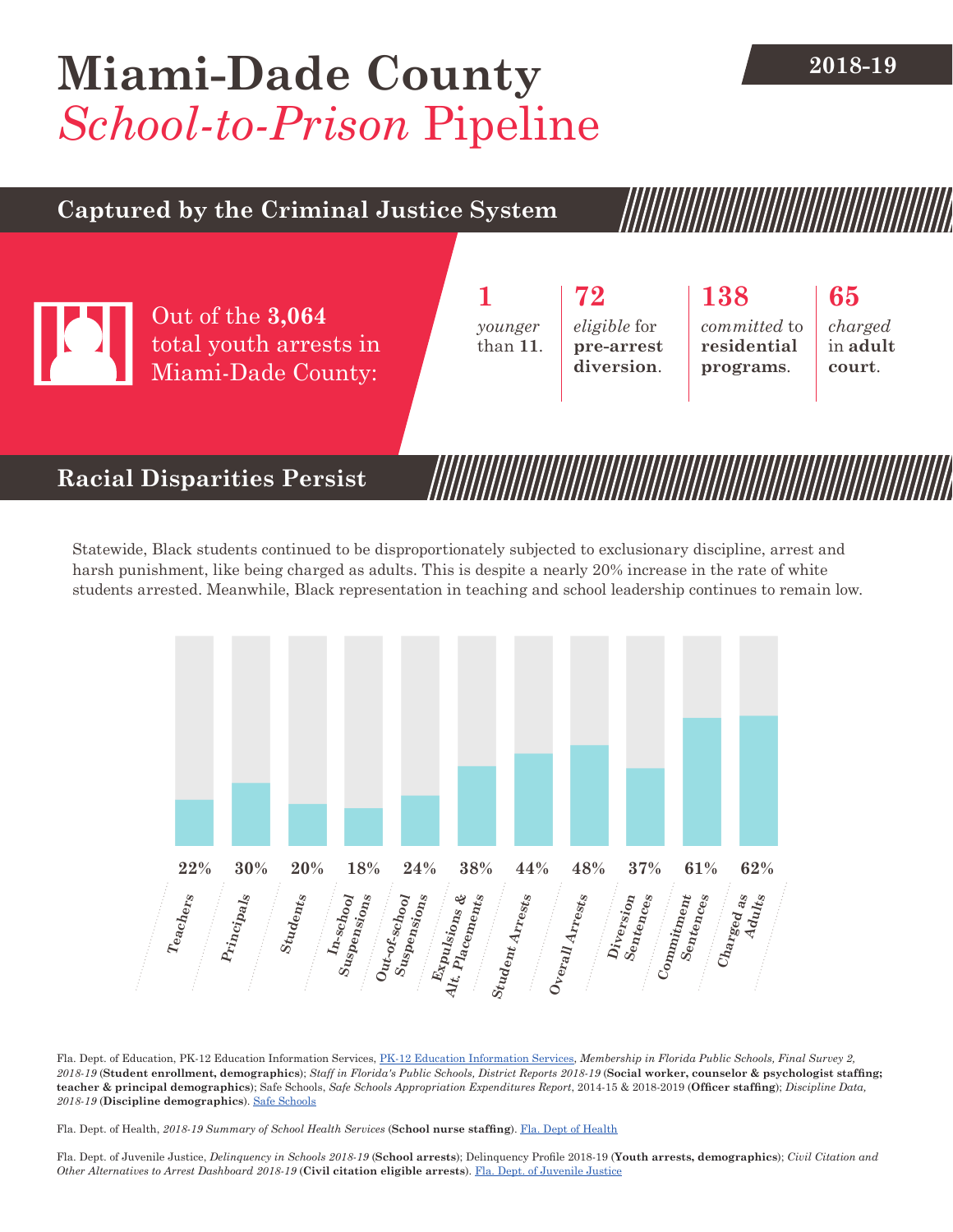# Miami-Dade County *School-to-Prison* Pipeline

2018-19

## Captured by the Criminal Justice System

Out of the **3,064** total youth arrests in Miami-Dade County:

**1** *younger* than **11**.

**72** *eligible* for **pre-arrest diversion**.

**138** *committed* to **residential programs**.

**65** *charged* in **adult court**.

## Racial Disparities Persist

Statewide, Black students continued to be disproportionately subjected to exclusionary discipline, arrest and harsh punishment, like being charged as adults. This is despite a nearly 20% increase in the rate of white students arrested. Meanwhile, Black representation in teaching and school leadership continues to remain low.

22% Teachers
30% Principals
20% Students
18% In-school Suspensions
24% Out-of-school Suspensions
38% Expulsions & Alt. Placements
44% Student Arrests
48% Overall Arrests
37% Diversion Sentences
61% Commitment Sentences
62% Charged as Adults

Fla. Dept. of Education, PK-12 Education Information Services, PK-12 Education Information Services, *Membership in Florida Public Schools, Final Survey 2, 2018-19* (**Student enrollment, demographics**); *Staff in Florida's Public Schools, District Reports 2018-19* (**Social worker, counselor & psychologist staffing; teacher & principal demographics**); Safe Schools, *Safe Schools Appropriation Expenditures Report*, 2014-15 & 2018-2019 (**Officer staffing**); *Discipline Data, 2018-19* (**Discipline demographics**). Safe Schools

Fla. Dept. of Health, *2018-19 Summary of School Health Services* (**School nurse staffing**). Fla. Dept of Health

Fla. Dept. of Juvenile Justice, *Delinquency in Schools 2018-19* (**School arrests**); Delinquency Profile 2018-19 (**Youth arrests, demographics**); *Civil Citation and Other Alternatives to Arrest Dashboard 2018-19* (**Civil citation eligible arrests**). Fla. Dept. of Juvenile Justice